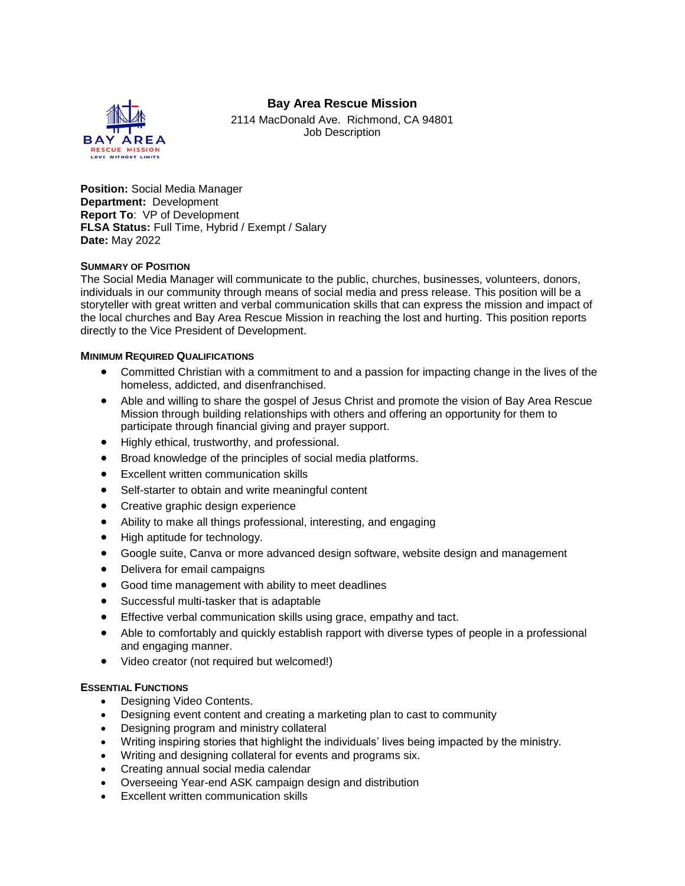# Bay Area Rescue Mission

2114 MacDonald Ave. Richmond, CA 94801
Job Description

**Position:** Social Media Manager
**Department:** Development
**Report To**: VP of Development
**FLSA Status:** Full Time, Hybrid / Exempt / Salary
**Date:** May 2022

## Summary of Position

The Social Media Manager will communicate to the public, churches, businesses, volunteers, donors, individuals in our community through means of social media and press release. This position will be a storyteller with great written and verbal communication skills that can express the mission and impact of the local churches and Bay Area Rescue Mission in reaching the lost and hurting. This position reports directly to the Vice President of Development.

## Minimum Required Qualifications

- Committed Christian with a commitment to and a passion for impacting change in the lives of the homeless, addicted, and disenfranchised.
- Able and willing to share the gospel of Jesus Christ and promote the vision of Bay Area Rescue Mission through building relationships with others and offering an opportunity for them to participate through financial giving and prayer support.
- Highly ethical, trustworthy, and professional.
- Broad knowledge of the principles of social media platforms.
- Excellent written communication skills
- Self-starter to obtain and write meaningful content
- Creative graphic design experience
- Ability to make all things professional, interesting, and engaging
- High aptitude for technology.
- Google suite, Canva or more advanced design software, website design and management
- Delivera for email campaigns
- Good time management with ability to meet deadlines
- Successful multi-tasker that is adaptable
- Effective verbal communication skills using grace, empathy and tact.
- Able to comfortably and quickly establish rapport with diverse types of people in a professional and engaging manner.
- Video creator (not required but welcomed!)

## Essential Functions

- Designing Video Contents.
- Designing event content and creating a marketing plan to cast to community
- Designing program and ministry collateral
- Writing inspiring stories that highlight the individuals' lives being impacted by the ministry.
- Writing and designing collateral for events and programs six.
- Creating annual social media calendar
- Overseeing Year-end ASK campaign design and distribution
- Excellent written communication skills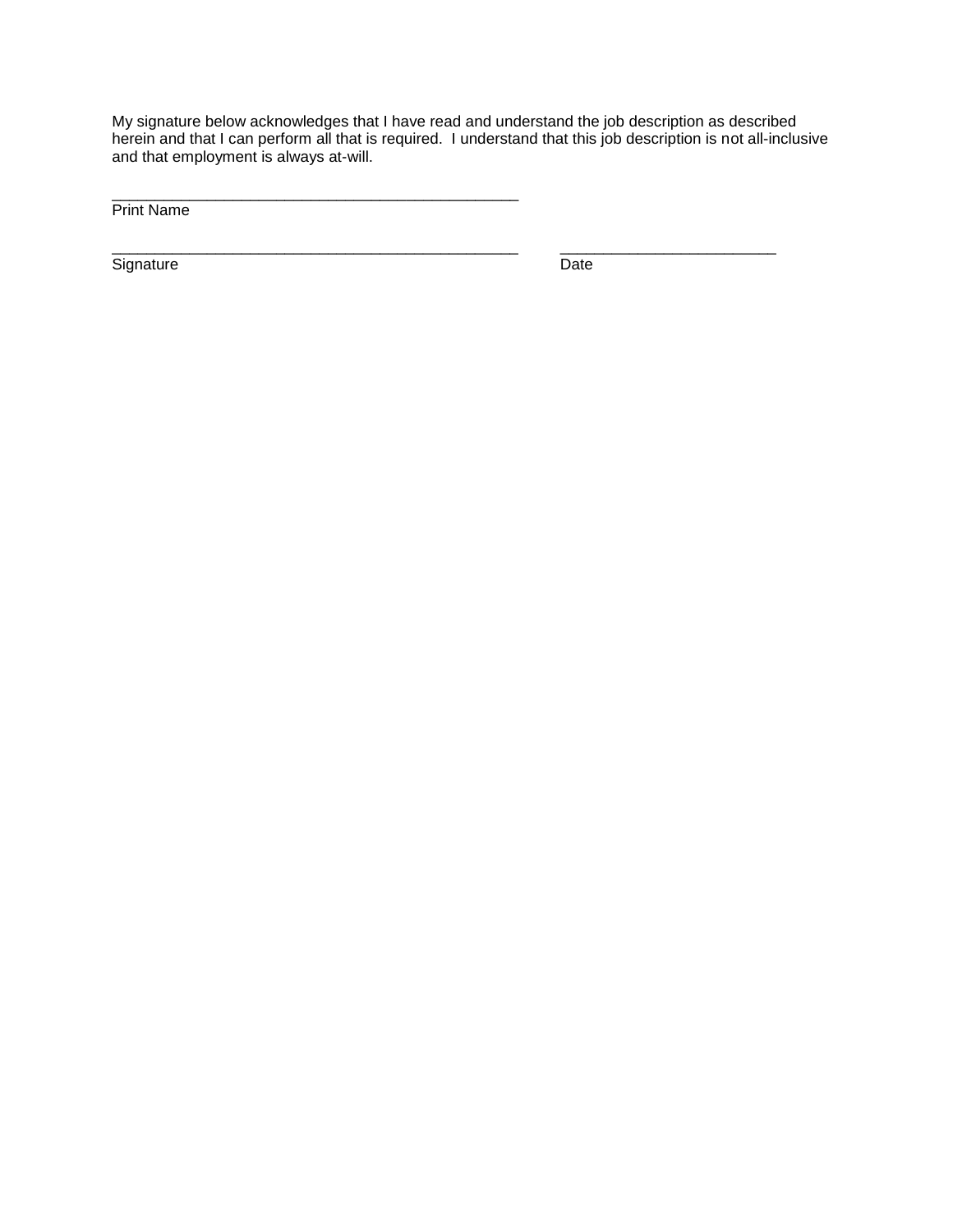My signature below acknowledges that I have read and understand the job description as described herein and that I can perform all that is required. I understand that this job description is not all-inclusive and that employment is always at-will.

_________________________________________________
Print Name

_________________________________________________ _________________________
Signature Date